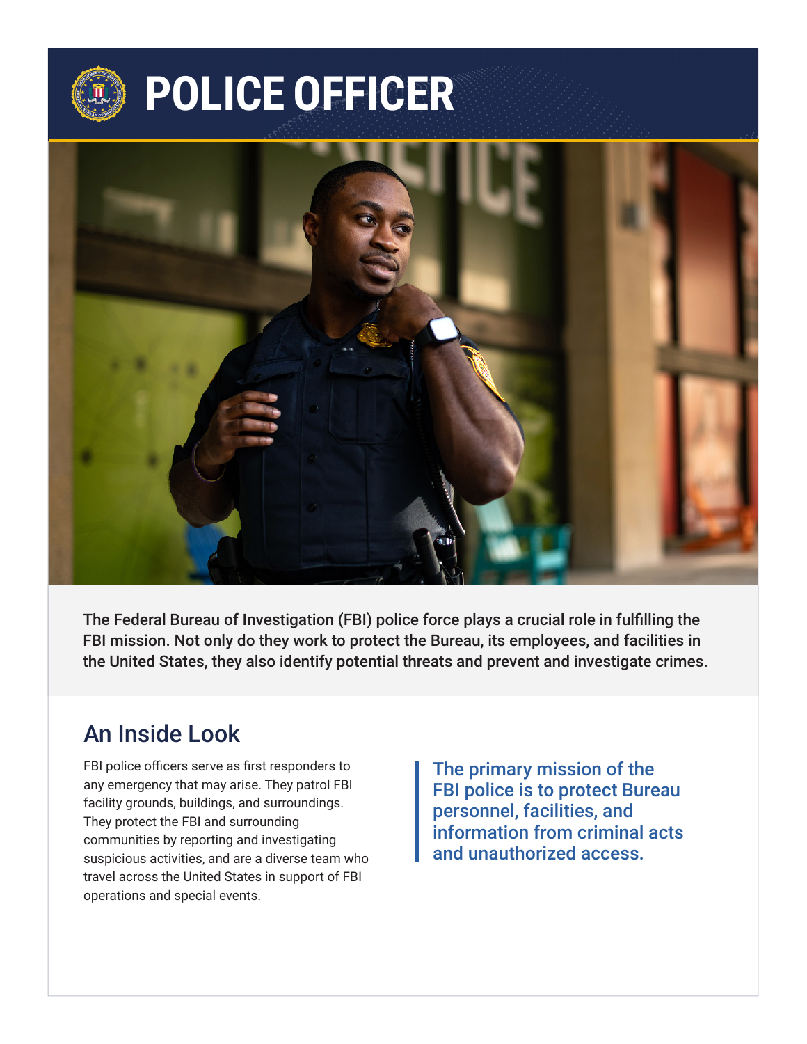# POLICE OFFICER

The Federal Bureau of Investigation (FBI) police force plays a crucial role in fulfilling the FBI mission. Not only do they work to protect the Bureau, its employees, and facilities in the United States, they also identify potential threats and prevent and investigate crimes.

## An Inside Look

FBI police officers serve as first responders to any emergency that may arise. They patrol FBI facility grounds, buildings, and surroundings. They protect the FBI and surrounding communities by reporting and investigating suspicious activities, and are a diverse team who travel across the United States in support of FBI operations and special events.

> The primary mission of the FBI police is to protect Bureau personnel, facilities, and information from criminal acts and unauthorized access.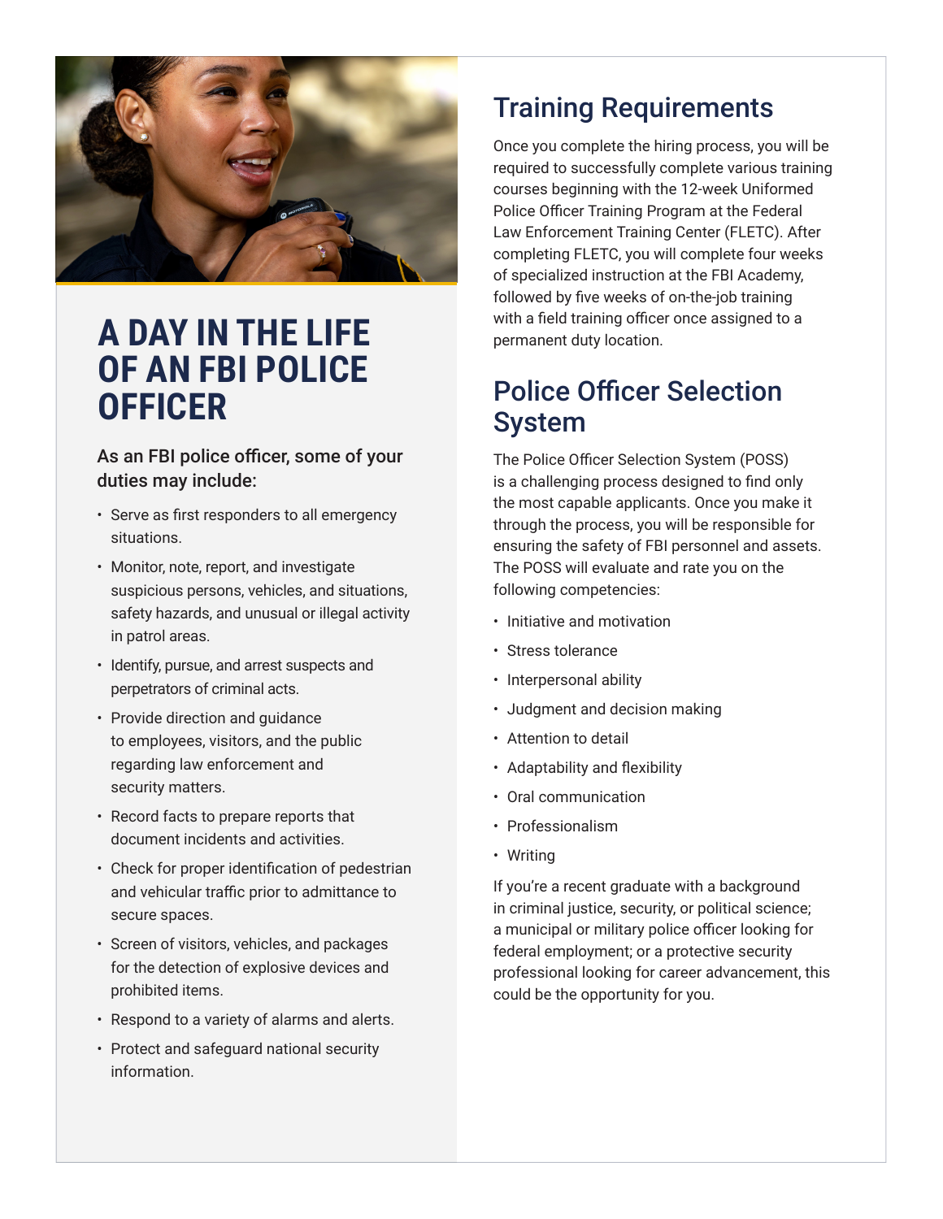# A DAY IN THE LIFE OF AN FBI POLICE OFFICER

### As an FBI police officer, some of your duties may include:

- Serve as first responders to all emergency situations.
- Monitor, note, report, and investigate suspicious persons, vehicles, and situations, safety hazards, and unusual or illegal activity in patrol areas.
- Identify, pursue, and arrest suspects and perpetrators of criminal acts.
- Provide direction and guidance to employees, visitors, and the public regarding law enforcement and security matters.
- Record facts to prepare reports that document incidents and activities.
- Check for proper identification of pedestrian and vehicular traffic prior to admittance to secure spaces.
- Screen of visitors, vehicles, and packages for the detection of explosive devices and prohibited items.
- Respond to a variety of alarms and alerts.
- Protect and safeguard national security information.

## Training Requirements

Once you complete the hiring process, you will be required to successfully complete various training courses beginning with the 12-week Uniformed Police Officer Training Program at the Federal Law Enforcement Training Center (FLETC). After completing FLETC, you will complete four weeks of specialized instruction at the FBI Academy, followed by five weeks of on-the-job training with a field training officer once assigned to a permanent duty location.

## Police Officer Selection System

The Police Officer Selection System (POSS) is a challenging process designed to find only the most capable applicants. Once you make it through the process, you will be responsible for ensuring the safety of FBI personnel and assets. The POSS will evaluate and rate you on the following competencies:

- Initiative and motivation
- Stress tolerance
- Interpersonal ability
- Judgment and decision making
- Attention to detail
- Adaptability and flexibility
- Oral communication
- Professionalism
- Writing

If you're a recent graduate with a background in criminal justice, security, or political science; a municipal or military police officer looking for federal employment; or a protective security professional looking for career advancement, this could be the opportunity for you.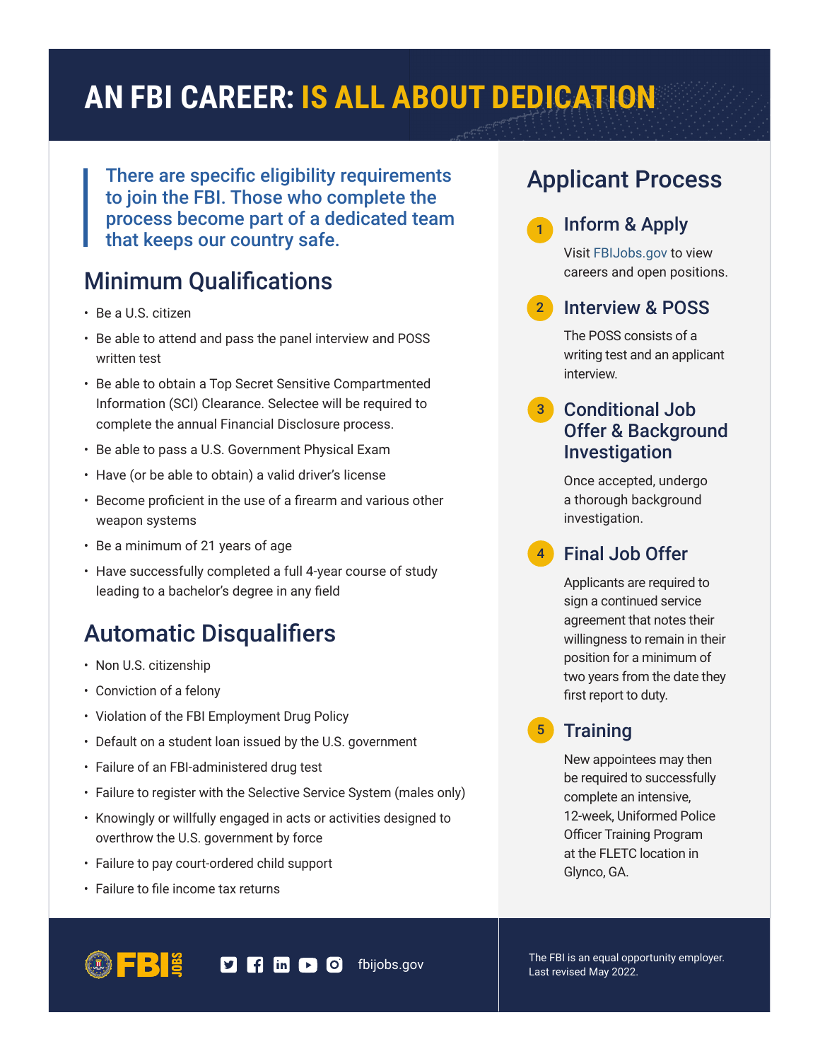# AN FBI CAREER: IS ALL ABOUT DEDICATION

**There are specific eligibility requirements to join the FBI. Those who complete the process become part of a dedicated team that keeps our country safe.**

## Minimum Qualifications

- Be a U.S. citizen
- Be able to attend and pass the panel interview and POSS written test
- Be able to obtain a Top Secret Sensitive Compartmented Information (SCI) Clearance. Selectee will be required to complete the annual Financial Disclosure process.
- Be able to pass a U.S. Government Physical Exam
- Have (or be able to obtain) a valid driver's license
- Become proficient in the use of a firearm and various other weapon systems
- Be a minimum of 21 years of age
- Have successfully completed a full 4-year course of study leading to a bachelor's degree in any field

## Automatic Disqualifiers

- Non U.S. citizenship
- Conviction of a felony
- Violation of the FBI Employment Drug Policy
- Default on a student loan issued by the U.S. government
- Failure of an FBI-administered drug test
- Failure to register with the Selective Service System (males only)
- Knowingly or willfully engaged in acts or activities designed to overthrow the U.S. government by force
- Failure to pay court-ordered child support
- Failure to file income tax returns

## Applicant Process

### 1 Inform & Apply

Visit FBIJobs.gov to view careers and open positions.

### 2 Interview & POSS

The POSS consists of a writing test and an applicant interview.

### 3 Conditional Job Offer & Background Investigation

Once accepted, undergo a thorough background investigation.

### 4 Final Job Offer

Applicants are required to sign a continued service agreement that notes their willingness to remain in their position for a minimum of two years from the date they first report to duty.

### 5 Training

New appointees may then be required to successfully complete an intensive, 12-week, Uniformed Police Officer Training Program at the FLETC location in Glynco, GA.

FBI JOBS fbijobs.gov

The FBI is an equal opportunity employer.
Last revised May 2022.